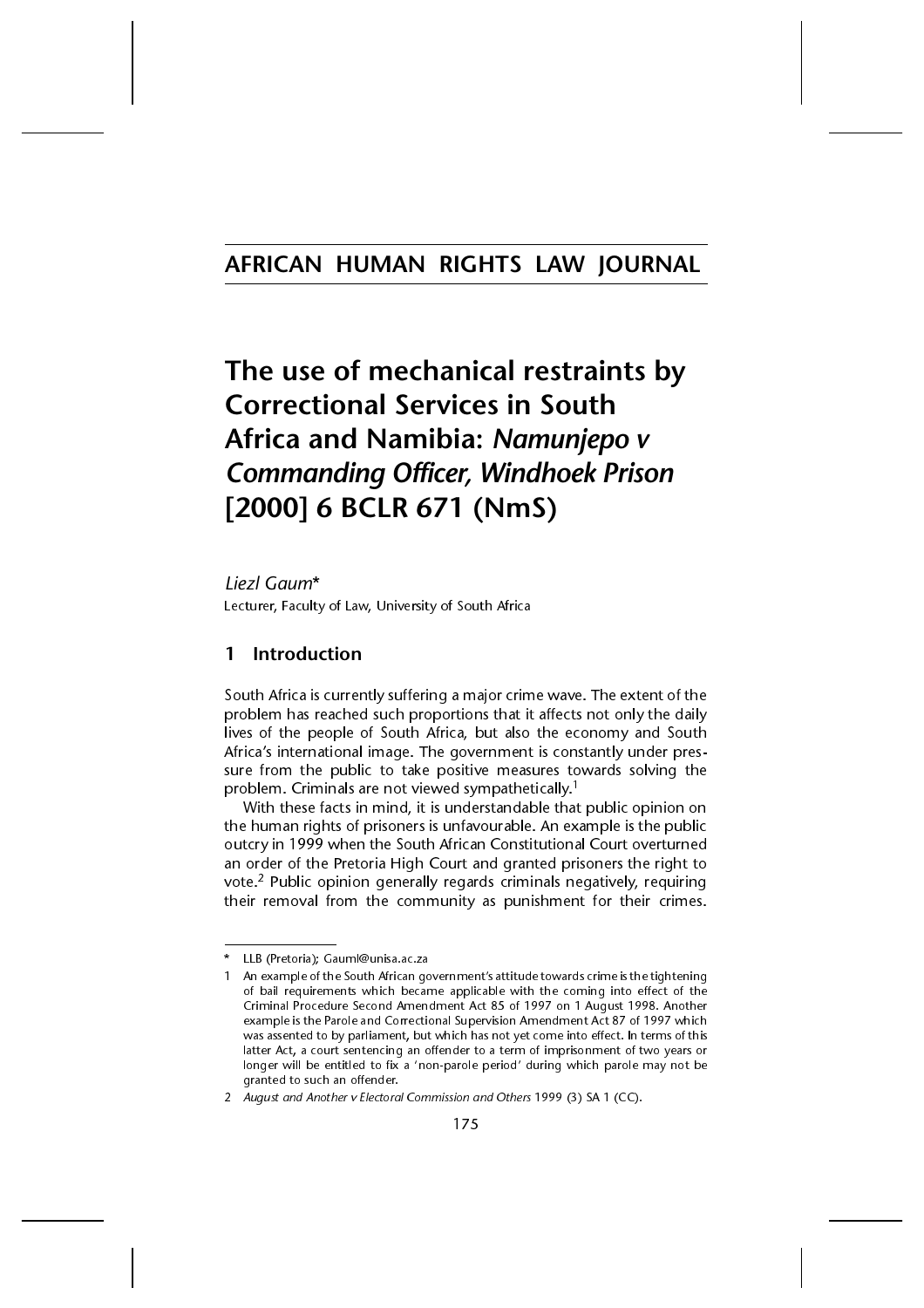# The use of mechanical restraints by Correctional Services in South Africa and Namibia: *Namunjepo v Commanding Officer, Windhoek Prison* [2000] 6 BCLR 671 (NmS)

*Liezl Gaum**

Lecturer, Faculty of Law, University of South Africa

## 1 Introduction

South Africa is currently suffering a major crime wave. The extent of the problem has reached such proportions that it affects not only the daily lives of the people of South Africa, but also the economy and South Africa's international image. The government is constantly under pressure from the public to take positive measures towards solving the problem. Criminals are not viewed sympathetically.[1]

With these facts in mind, it is understandable that public opinion on the human rights of prisoners is unfavourable. An example is the public outcry in 1999 when the South African Constitutional Court overturned an order of the Pretoria High Court and granted prisoners the right to vote.[2] Public opinion generally regards criminals negatively, requiring their removal from the community as punishment for their crimes.

---

\* LLB (Pretoria); Gauml@unisa.ac.za

1 An example of the South African government's attitude towards crime is the tightening of bail requirements which became applicable with the coming into effect of the Criminal Procedure Second Amendment Act 85 of 1997 on 1 August 1998. Another example is the Parole and Correctional Supervision Amendment Act 87 of 1997 which was assented to by parliament, but which has not yet come into effect. In terms of this latter Act, a court sentencing an offender to a term of imprisonment of two years or longer will be entitled to fix a 'non-parole period' during which parole may not be granted to such an offender.

2 *August and Another v Electoral Commission and Others* 1999 (3) SA 1 (CC).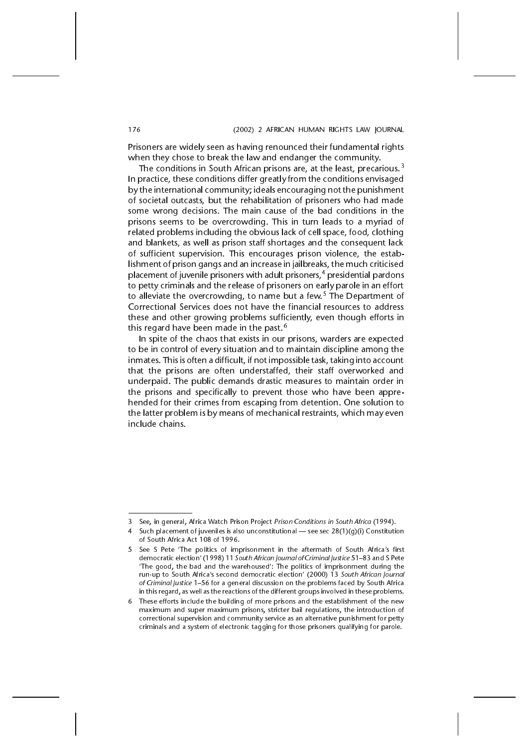Prisoners are widely seen as having renounced their fundamental rights when they chose to break the law and endanger the community.

The conditions in South African prisons are, at the least, precarious.[3] In practice, these conditions differ greatly from the conditions envisaged by the international community; ideals encouraging not the punishment of societal outcasts, but the rehabilitation of prisoners who had made some wrong decisions. The main cause of the bad conditions in the prisons seems to be overcrowding. This in turn leads to a myriad of related problems including the obvious lack of cell space, food, clothing and blankets, as well as prison staff shortages and the consequent lack of sufficient supervision. This encourages prison violence, the establishment of prison gangs and an increase in jailbreaks, the much criticised placement of juvenile prisoners with adult prisoners,[4] presidential pardons to petty criminals and the release of prisoners on early parole in an effort to alleviate the overcrowding, to name but a few.[5] The Department of Correctional Services does not have the financial resources to address these and other growing problems sufficiently, even though efforts in this regard have been made in the past.[6]

In spite of the chaos that exists in our prisons, warders are expected to be in control of every situation and to maintain discipline among the inmates. This is often a difficult, if not impossible task, taking into account that the prisons are often understaffed, their staff overworked and underpaid. The public demands drastic measures to maintain order in the prisons and specifically to prevent those who have been apprehended for their crimes from escaping from detention. One solution to the latter problem is by means of mechanical restraints, which may even include chains.

---

3 See, in general, Africa Watch Prison Project *Prison Conditions in South Africa* (1994).

4 Such placement of juveniles is also unconstitutional — see sec 28(1)(g)(i) Constitution of South Africa Act 108 of 1996.

5 See S Pete 'The politics of imprisonment in the aftermath of South Africa's first democratic election' (1998) 11 *South African Journal of Criminal Justice* 51–83 and S Pete 'The good, the bad and the warehoused': The politics of imprisonment during the run-up to South Africa's second democratic election' (2000) 13 *South African Journal of Criminal Justice* 1–56 for a general discussion on the problems faced by South Africa in this regard, as well as the reactions of the different groups involved in these problems.

6 These efforts include the building of more prisons and the establishment of the new maximum and super maximum prisons, stricter bail regulations, the introduction of correctional supervision and community service as an alternative punishment for petty criminals and a system of electronic tagging for those prisoners qualifying for parole.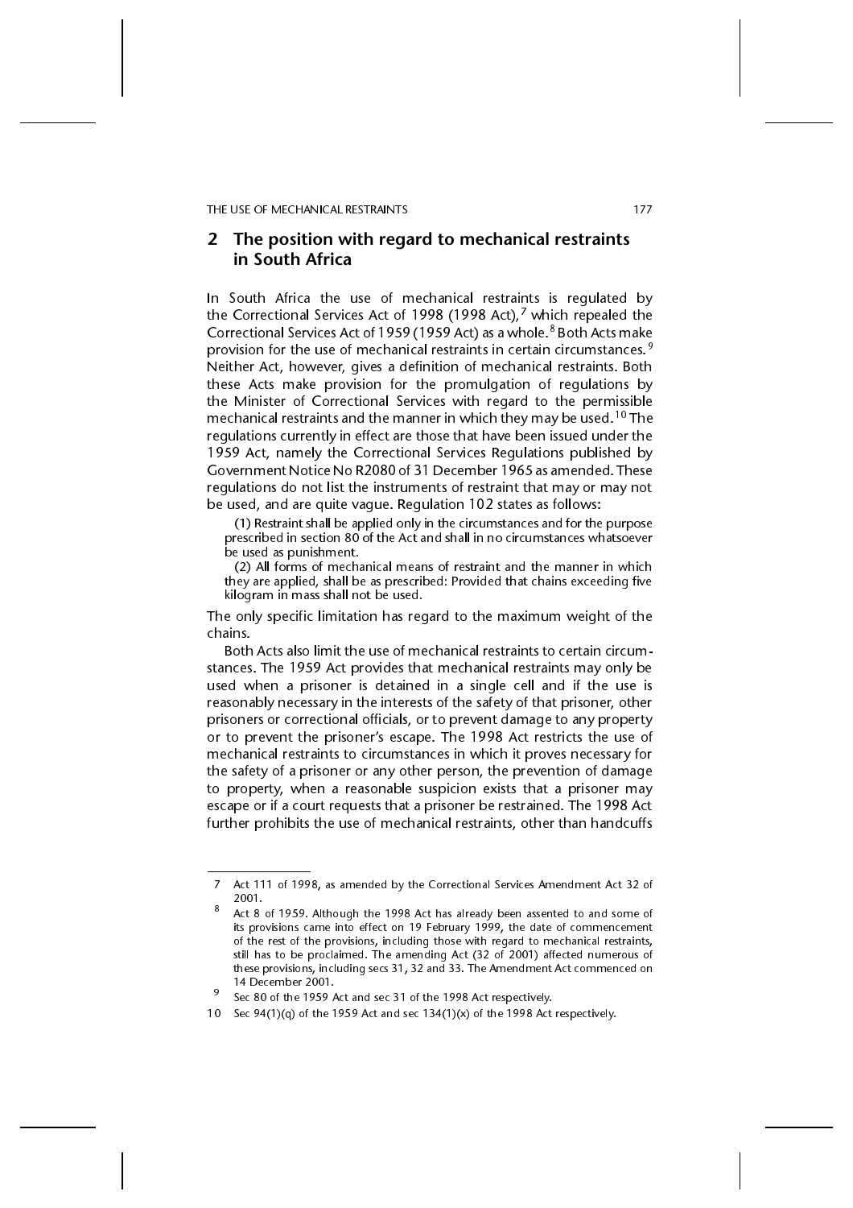## 2 The position with regard to mechanical restraints in South Africa

In South Africa the use of mechanical restraints is regulated by the Correctional Services Act of 1998 (1998 Act),[7] which repealed the Correctional Services Act of 1959 (1959 Act) as a whole.[8] Both Acts make provision for the use of mechanical restraints in certain circumstances.[9] Neither Act, however, gives a definition of mechanical restraints. Both these Acts make provision for the promulgation of regulations by the Minister of Correctional Services with regard to the permissible mechanical restraints and the manner in which they may be used.[10] The regulations currently in effect are those that have been issued under the 1959 Act, namely the Correctional Services Regulations published by Government Notice No R2080 of 31 December 1965 as amended. These regulations do not list the instruments of restraint that may or may not be used, and are quite vague. Regulation 102 states as follows:

> (1) Restraint shall be applied only in the circumstances and for the purpose prescribed in section 80 of the Act and shall in no circumstances whatsoever be used as punishment.
>
> (2) All forms of mechanical means of restraint and the manner in which they are applied, shall be as prescribed: Provided that chains exceeding five kilogram in mass shall not be used.

The only specific limitation has regard to the maximum weight of the chains.

Both Acts also limit the use of mechanical restraints to certain circumstances. The 1959 Act provides that mechanical restraints may only be used when a prisoner is detained in a single cell and if the use is reasonably necessary in the interests of the safety of that prisoner, other prisoners or correctional officials, or to prevent damage to any property or to prevent the prisoner's escape. The 1998 Act restricts the use of mechanical restraints to circumstances in which it proves necessary for the safety of a prisoner or any other person, the prevention of damage to property, when a reasonable suspicion exists that a prisoner may escape or if a court requests that a prisoner be restrained. The 1998 Act further prohibits the use of mechanical restraints, other than handcuffs

---

7 Act 111 of 1998, as amended by the Correctional Services Amendment Act 32 of 2001.

8 Act 8 of 1959. Although the 1998 Act has already been assented to and some of its provisions came into effect on 19 February 1999, the date of commencement of the rest of the provisions, including those with regard to mechanical restraints, still has to be proclaimed. The amending Act (32 of 2001) affected numerous of these provisions, including secs 31, 32 and 33. The Amendment Act commenced on 14 December 2001.

9 Sec 80 of the 1959 Act and sec 31 of the 1998 Act respectively.

10 Sec 94(1)(q) of the 1959 Act and sec 134(1)(x) of the 1998 Act respectively.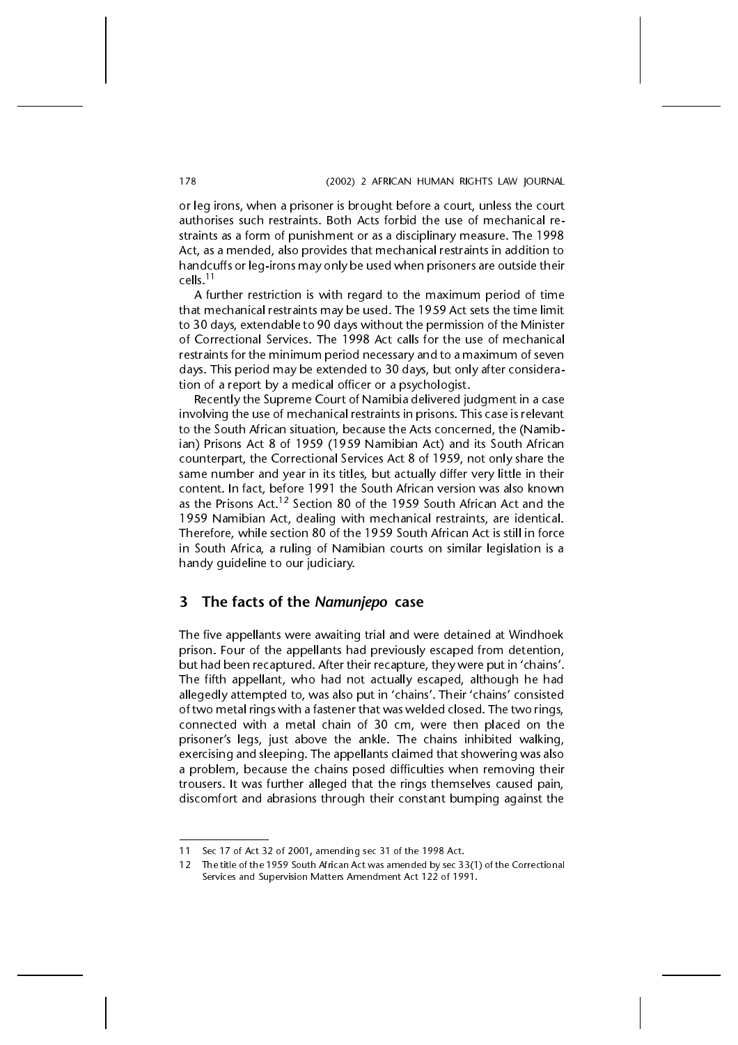or leg irons, when a prisoner is brought before a court, unless the court authorises such restraints. Both Acts forbid the use of mechanical restraints as a form of punishment or as a disciplinary measure. The 1998 Act, as a mended, also provides that mechanical restraints in addition to handcuffs or leg-irons may only be used when prisoners are outside their cells.[11]

A further restriction is with regard to the maximum period of time that mechanical restraints may be used. The 1959 Act sets the time limit to 30 days, extendable to 90 days without the permission of the Minister of Correctional Services. The 1998 Act calls for the use of mechanical restraints for the minimum period necessary and to a maximum of seven days. This period may be extended to 30 days, but only after consideration of a report by a medical officer or a psychologist.

Recently the Supreme Court of Namibia delivered judgment in a case involving the use of mechanical restraints in prisons. This case is relevant to the South African situation, because the Acts concerned, the (Namibian) Prisons Act 8 of 1959 (1959 Namibian Act) and its South African counterpart, the Correctional Services Act 8 of 1959, not only share the same number and year in its titles, but actually differ very little in their content. In fact, before 1991 the South African version was also known as the Prisons Act.[12] Section 80 of the 1959 South African Act and the 1959 Namibian Act, dealing with mechanical restraints, are identical. Therefore, while section 80 of the 1959 South African Act is still in force in South Africa, a ruling of Namibian courts on similar legislation is a handy guideline to our judiciary.

## 3 The facts of the *Namunjepo* case

The five appellants were awaiting trial and were detained at Windhoek prison. Four of the appellants had previously escaped from detention, but had been recaptured. After their recapture, they were put in 'chains'. The fifth appellant, who had not actually escaped, although he had allegedly attempted to, was also put in 'chains'. Their 'chains' consisted of two metal rings with a fastener that was welded closed. The two rings, connected with a metal chain of 30 cm, were then placed on the prisoner's legs, just above the ankle. The chains inhibited walking, exercising and sleeping. The appellants claimed that showering was also a problem, because the chains posed difficulties when removing their trousers. It was further alleged that the rings themselves caused pain, discomfort and abrasions through their constant bumping against the

---

11 Sec 17 of Act 32 of 2001, amending sec 31 of the 1998 Act.

12 The title of the 1959 South African Act was amended by sec 33(1) of the Correctional Services and Supervision Matters Amendment Act 122 of 1991.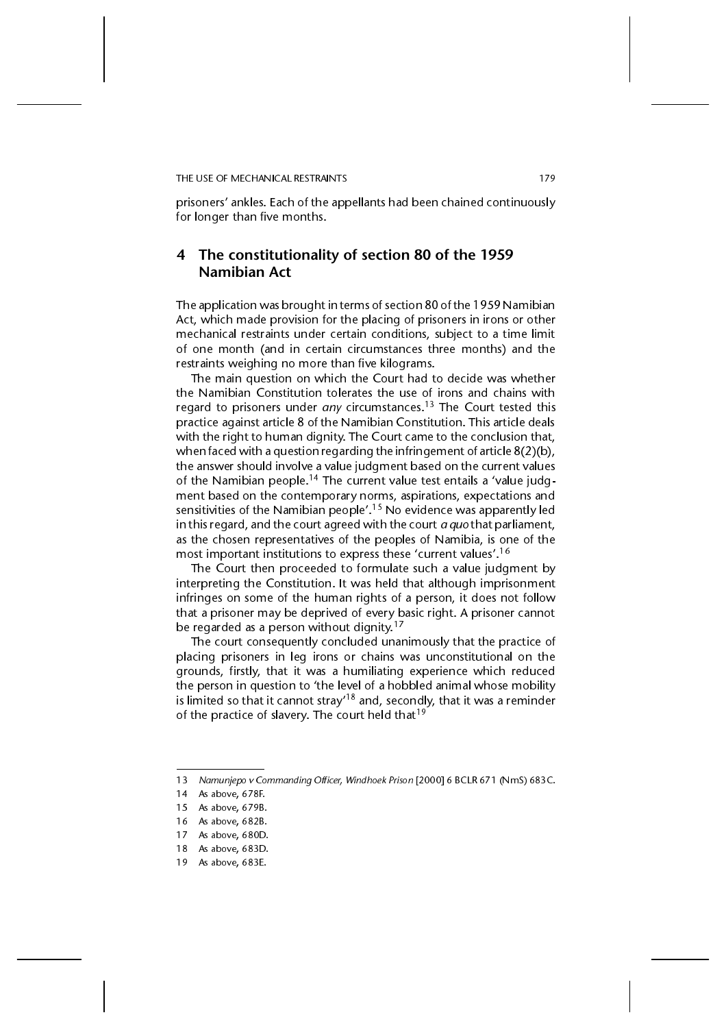prisoners' ankles. Each of the appellants had been chained continuously for longer than five months.

## 4 The constitutionality of section 80 of the 1959 Namibian Act

The application was brought in terms of section 80 of the 1959 Namibian Act, which made provision for the placing of prisoners in irons or other mechanical restraints under certain conditions, subject to a time limit of one month (and in certain circumstances three months) and the restraints weighing no more than five kilograms.

The main question on which the Court had to decide was whether the Namibian Constitution tolerates the use of irons and chains with regard to prisoners under *any* circumstances.[13] The Court tested this practice against article 8 of the Namibian Constitution. This article deals with the right to human dignity. The Court came to the conclusion that, when faced with a question regarding the infringement of article 8(2)(b), the answer should involve a value judgment based on the current values of the Namibian people.[14] The current value test entails a 'value judgment based on the contemporary norms, aspirations, expectations and sensitivities of the Namibian people'.[15] No evidence was apparently led in this regard, and the court agreed with the court *a quo* that parliament, as the chosen representatives of the peoples of Namibia, is one of the most important institutions to express these 'current values'.[16]

The Court then proceeded to formulate such a value judgment by interpreting the Constitution. It was held that although imprisonment infringes on some of the human rights of a person, it does not follow that a prisoner may be deprived of every basic right. A prisoner cannot be regarded as a person without dignity.[17]

The court consequently concluded unanimously that the practice of placing prisoners in leg irons or chains was unconstitutional on the grounds, firstly, that it was a humiliating experience which reduced the person in question to 'the level of a hobbled animal whose mobility is limited so that it cannot stray'[18] and, secondly, that it was a reminder of the practice of slavery. The court held that[19]

---

13 *Namunjepo v Commanding Officer, Windhoek Prison* [2000] 6 BCLR 671 (NmS) 683C.

14 As above, 678F.

15 As above, 679B.

16 As above, 682B.

17 As above, 680D.

18 As above, 683D.

19 As above, 683E.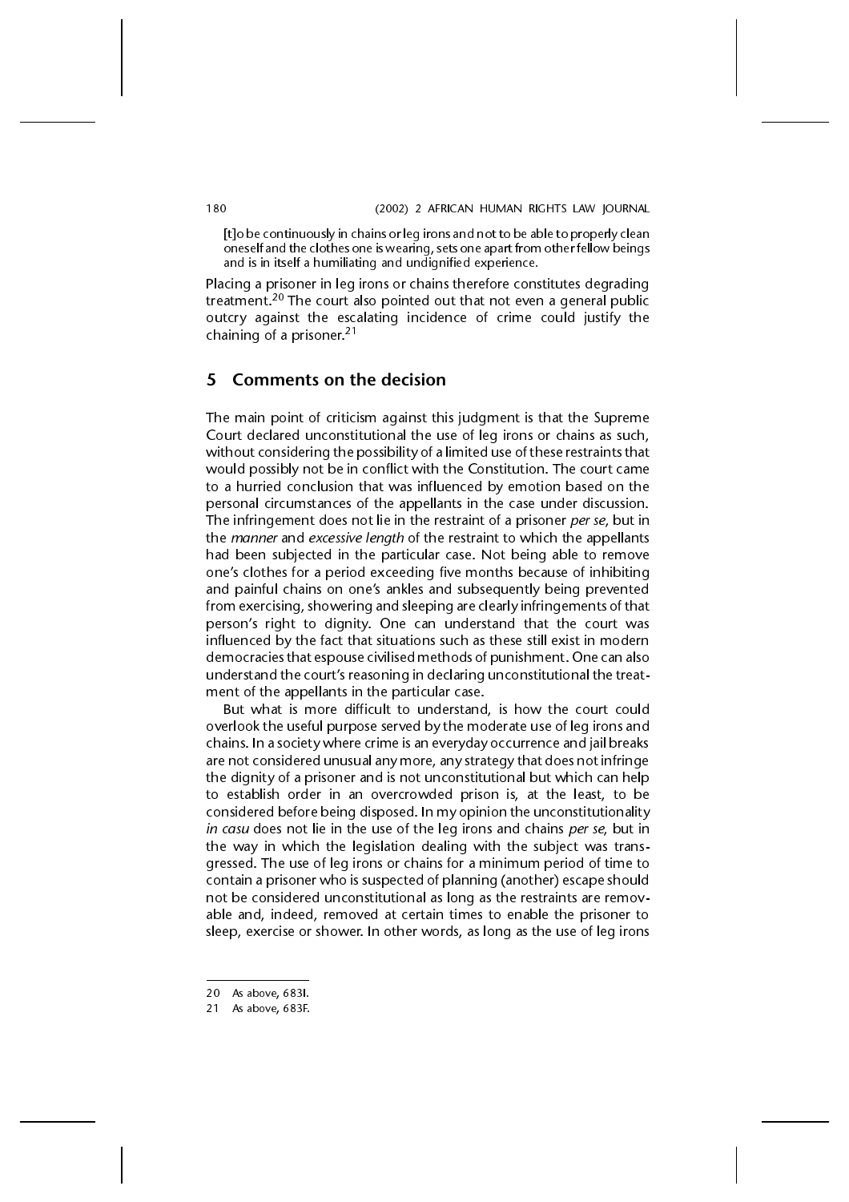> [t]o be continuously in chains or leg irons and not to be able to properly clean oneself and the clothes one is wearing, sets one apart from other fellow beings and is in itself a humiliating and undignified experience.

Placing a prisoner in leg irons or chains therefore constitutes degrading treatment.[20] The court also pointed out that not even a general public outcry against the escalating incidence of crime could justify the chaining of a prisoner.[21]

## 5 Comments on the decision

The main point of criticism against this judgment is that the Supreme Court declared unconstitutional the use of leg irons or chains as such, without considering the possibility of a limited use of these restraints that would possibly not be in conflict with the Constitution. The court came to a hurried conclusion that was influenced by emotion based on the personal circumstances of the appellants in the case under discussion. The infringement does not lie in the restraint of a prisoner *per se*, but in the *manner* and *excessive length* of the restraint to which the appellants had been subjected in the particular case. Not being able to remove one's clothes for a period exceeding five months because of inhibiting and painful chains on one's ankles and subsequently being prevented from exercising, showering and sleeping are clearly infringements of that person's right to dignity. One can understand that the court was influenced by the fact that situations such as these still exist in modern democracies that espouse civilised methods of punishment. One can also understand the court's reasoning in declaring unconstitutional the treatment of the appellants in the particular case.

But what is more difficult to understand, is how the court could overlook the useful purpose served by the moderate use of leg irons and chains. In a society where crime is an everyday occurrence and jail breaks are not considered unusual any more, any strategy that does not infringe the dignity of a prisoner and is not unconstitutional but which can help to establish order in an overcrowded prison is, at the least, to be considered before being disposed. In my opinion the unconstitutionality *in casu* does not lie in the use of the leg irons and chains *per se*, but in the way in which the legislation dealing with the subject was transgressed. The use of leg irons or chains for a minimum period of time to contain a prisoner who is suspected of planning (another) escape should not be considered unconstitutional as long as the restraints are removable and, indeed, removed at certain times to enable the prisoner to sleep, exercise or shower. In other words, as long as the use of leg irons

---

20 As above, 683I.

21 As above, 683F.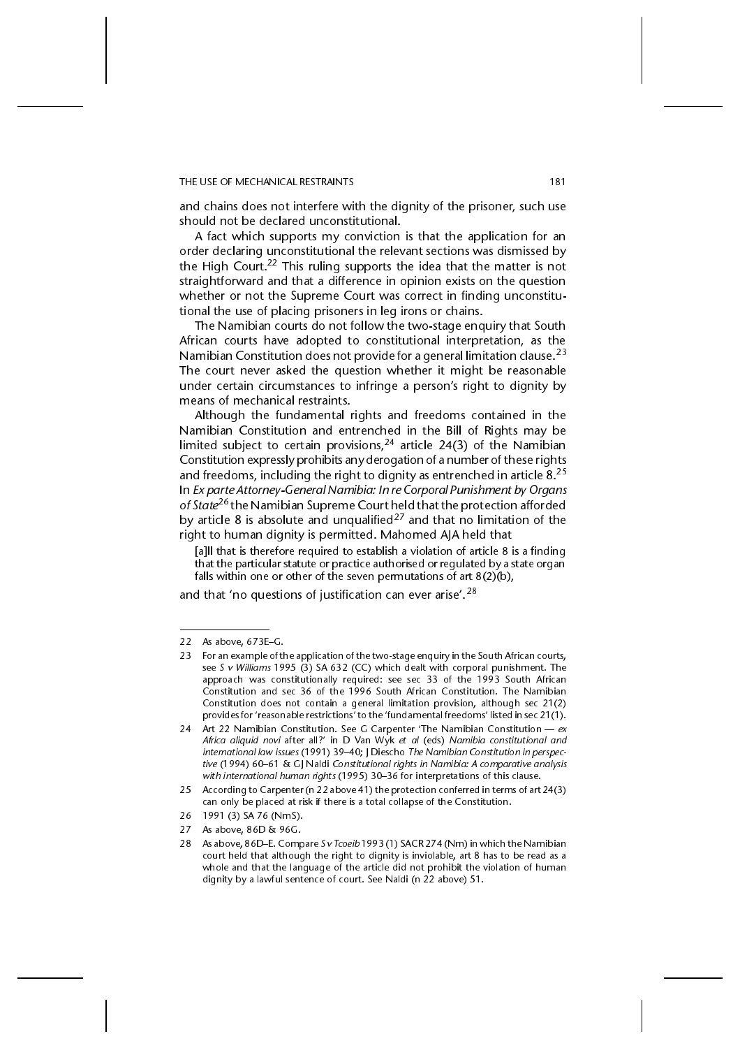and chains does not interfere with the dignity of the prisoner, such use should not be declared unconstitutional.

A fact which supports my conviction is that the application for an order declaring unconstitutional the relevant sections was dismissed by the High Court.[22] This ruling supports the idea that the matter is not straightforward and that a difference in opinion exists on the question whether or not the Supreme Court was correct in finding unconstitutional the use of placing prisoners in leg irons or chains.

The Namibian courts do not follow the two-stage enquiry that South African courts have adopted to constitutional interpretation, as the Namibian Constitution does not provide for a general limitation clause.[23] The court never asked the question whether it might be reasonable under certain circumstances to infringe a person's right to dignity by means of mechanical restraints.

Although the fundamental rights and freedoms contained in the Namibian Constitution and entrenched in the Bill of Rights may be limited subject to certain provisions,[24] article 24(3) of the Namibian Constitution expressly prohibits any derogation of a number of these rights and freedoms, including the right to dignity as entrenched in article 8.[25] In *Ex parte Attorney-General Namibia: In re Corporal Punishment by Organs of State*[26] the Namibian Supreme Court held that the protection afforded by article 8 is absolute and unqualified[27] and that no limitation of the right to human dignity is permitted. Mahomed AJA held that

> [a]ll that is therefore required to establish a violation of article 8 is a finding that the particular statute or practice authorised or regulated by a state organ falls within one or other of the seven permutations of art 8(2)(b),

and that 'no questions of justification can ever arise'.[28]

---

22 As above, 673E–G.

23 For an example of the application of the two-stage enquiry in the South African courts, see *S v Williams* 1995 (3) SA 632 (CC) which dealt with corporal punishment. The approach was constitutionally required: see sec 33 of the 1993 South African Constitution and sec 36 of the 1996 South African Constitution. The Namibian Constitution does not contain a general limitation provision, although sec 21(2) provides for 'reasonable restrictions' to the 'fundamental freedoms' listed in sec 21(1).

24 Art 22 Namibian Constitution. See G Carpenter 'The Namibian Constitution — *ex Africa aliquid novi* after all?' in D Van Wyk *et al* (eds) *Namibia constitutional and international law issues* (1991) 39–40; J Diescho *The Namibian Constitution in perspective* (1994) 60–61 & GJ Naldi *Constitutional rights in Namibia: A comparative analysis with international human rights* (1995) 30–36 for interpretations of this clause.

25 According to Carpenter (n 22 above 41) the protection conferred in terms of art 24(3) can only be placed at risk if there is a total collapse of the Constitution.

26 1991 (3) SA 76 (NmS).

27 As above, 86D & 96G.

28 As above, 86D–E. Compare *S v Tcoeib* 1993 (1) SACR 274 (Nm) in which the Namibian court held that although the right to dignity is inviolable, art 8 has to be read as a whole and that the language of the article did not prohibit the violation of human dignity by a lawful sentence of court. See Naldi (n 22 above) 51.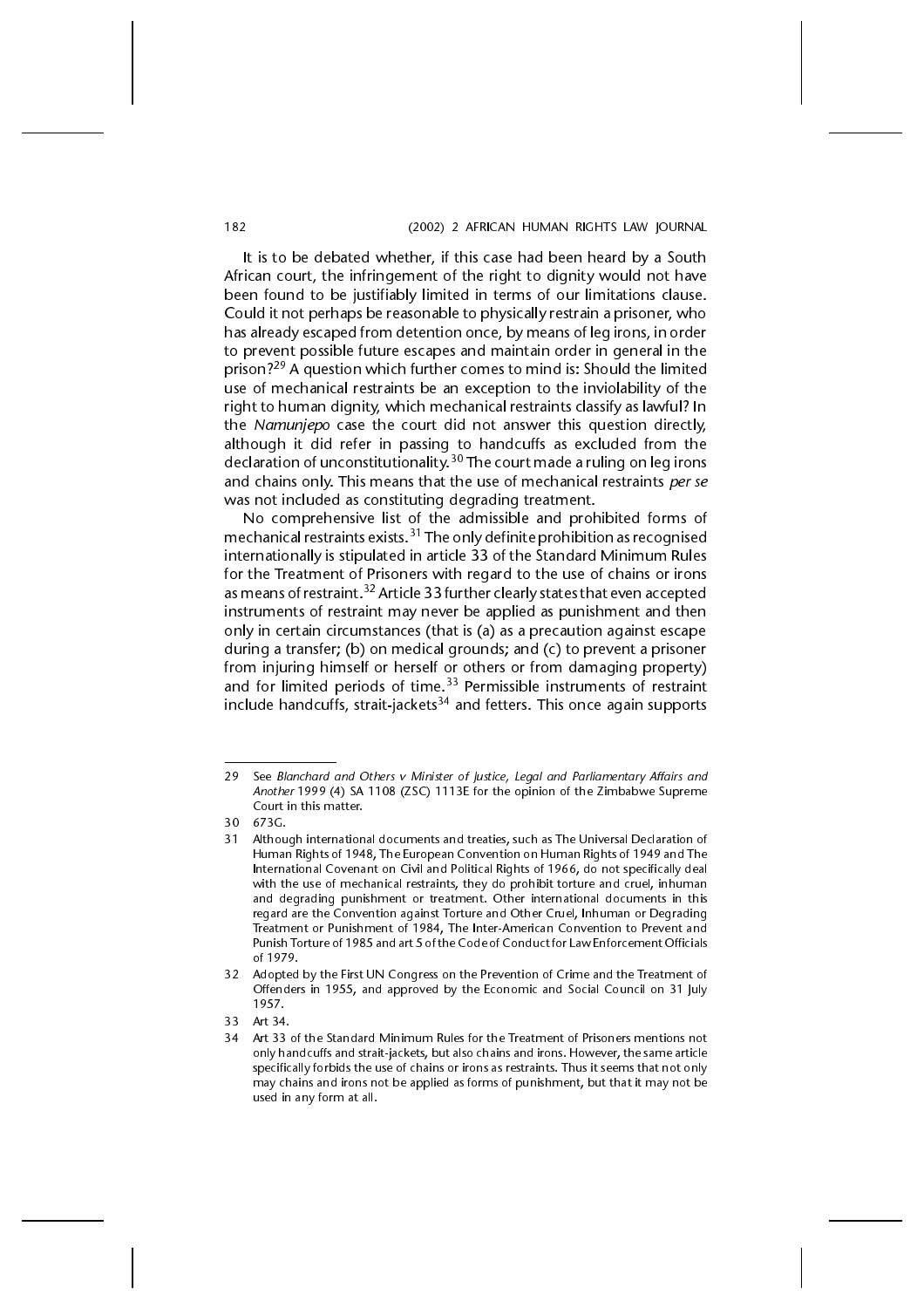It is to be debated whether, if this case had been heard by a South African court, the infringement of the right to dignity would not have been found to be justifiably limited in terms of our limitations clause. Could it not perhaps be reasonable to physically restrain a prisoner, who has already escaped from detention once, by means of leg irons, in order to prevent possible future escapes and maintain order in general in the prison?[29] A question which further comes to mind is: Should the limited use of mechanical restraints be an exception to the inviolability of the right to human dignity, which mechanical restraints classify as lawful? In the *Namunjepo* case the court did not answer this question directly, although it did refer in passing to handcuffs as excluded from the declaration of unconstitutionality.[30] The court made a ruling on leg irons and chains only. This means that the use of mechanical restraints *per se* was not included as constituting degrading treatment.

No comprehensive list of the admissible and prohibited forms of mechanical restraints exists.[31] The only definite prohibition as recognised internationally is stipulated in article 33 of the Standard Minimum Rules for the Treatment of Prisoners with regard to the use of chains or irons as means of restraint.[32] Article 33 further clearly states that even accepted instruments of restraint may never be applied as punishment and then only in certain circumstances (that is (a) as a precaution against escape during a transfer; (b) on medical grounds; and (c) to prevent a prisoner from injuring himself or herself or others or from damaging property) and for limited periods of time.[33] Permissible instruments of restraint include handcuffs, strait-jackets[34] and fetters. This once again supports

---

29 See *Blanchard and Others v Minister of Justice, Legal and Parliamentary Affairs and Another* 1999 (4) SA 1108 (ZSC) 1113E for the opinion of the Zimbabwe Supreme Court in this matter.

30 673G.

31 Although international documents and treaties, such as The Universal Declaration of Human Rights of 1948, The European Convention on Human Rights of 1949 and The International Covenant on Civil and Political Rights of 1966, do not specifically deal with the use of mechanical restraints, they do prohibit torture and cruel, inhuman and degrading punishment or treatment. Other international documents in this regard are the Convention against Torture and Other Cruel, Inhuman or Degrading Treatment or Punishment of 1984, The Inter-American Convention to Prevent and Punish Torture of 1985 and art 5 of the Code of Conduct for Law Enforcement Officials of 1979.

32 Adopted by the First UN Congress on the Prevention of Crime and the Treatment of Offenders in 1955, and approved by the Economic and Social Council on 31 July 1957.

33 Art 34.

34 Art 33 of the Standard Minimum Rules for the Treatment of Prisoners mentions not only handcuffs and strait-jackets, but also chains and irons. However, the same article specifically forbids the use of chains or irons as restraints. Thus it seems that not only may chains and irons not be applied as forms of punishment, but that it may not be used in any form at all.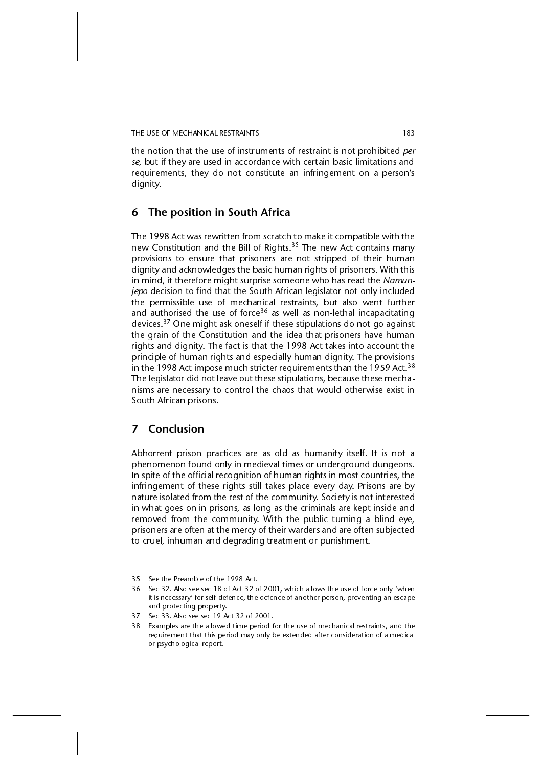the notion that the use of instruments of restraint is not prohibited *per se*, but if they are used in accordance with certain basic limitations and requirements, they do not constitute an infringement on a person's dignity.

## 6 The position in South Africa

The 1998 Act was rewritten from scratch to make it compatible with the new Constitution and the Bill of Rights.[35] The new Act contains many provisions to ensure that prisoners are not stripped of their human dignity and acknowledges the basic human rights of prisoners. With this in mind, it therefore might surprise someone who has read the *Namunjepo* decision to find that the South African legislator not only included the permissible use of mechanical restraints, but also went further and authorised the use of force[36] as well as non-lethal incapacitating devices.[37] One might ask oneself if these stipulations do not go against the grain of the Constitution and the idea that prisoners have human rights and dignity. The fact is that the 1998 Act takes into account the principle of human rights and especially human dignity. The provisions in the 1998 Act impose much stricter requirements than the 1959 Act.[38] The legislator did not leave out these stipulations, because these mechanisms are necessary to control the chaos that would otherwise exist in South African prisons.

## 7 Conclusion

Abhorrent prison practices are as old as humanity itself. It is not a phenomenon found only in medieval times or underground dungeons. In spite of the official recognition of human rights in most countries, the infringement of these rights still takes place every day. Prisons are by nature isolated from the rest of the community. Society is not interested in what goes on in prisons, as long as the criminals are kept inside and removed from the community. With the public turning a blind eye, prisoners are often at the mercy of their warders and are often subjected to cruel, inhuman and degrading treatment or punishment.

---

35 See the Preamble of the 1998 Act.

36 Sec 32. Also see sec 18 of Act 32 of 2001, which allows the use of force only 'when it is necessary' for self-defence, the defence of another person, preventing an escape and protecting property.

37 Sec 33. Also see sec 19 Act 32 of 2001.

38 Examples are the allowed time period for the use of mechanical restraints, and the requirement that this period may only be extended after consideration of a medical or psychological report.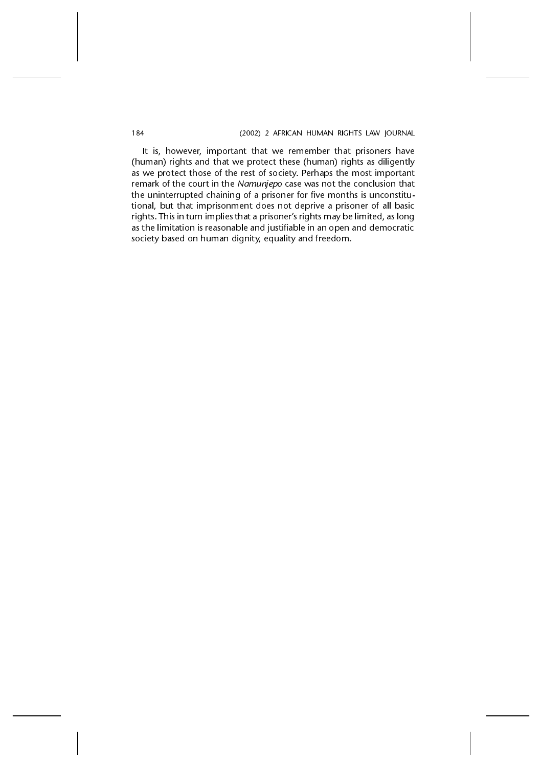It is, however, important that we remember that prisoners have (human) rights and that we protect these (human) rights as diligently as we protect those of the rest of society. Perhaps the most important remark of the court in the *Namunjepo* case was not the conclusion that the uninterrupted chaining of a prisoner for five months is unconstitutional, but that imprisonment does not deprive a prisoner of all basic rights. This in turn implies that a prisoner's rights may be limited, as long as the limitation is reasonable and justifiable in an open and democratic society based on human dignity, equality and freedom.